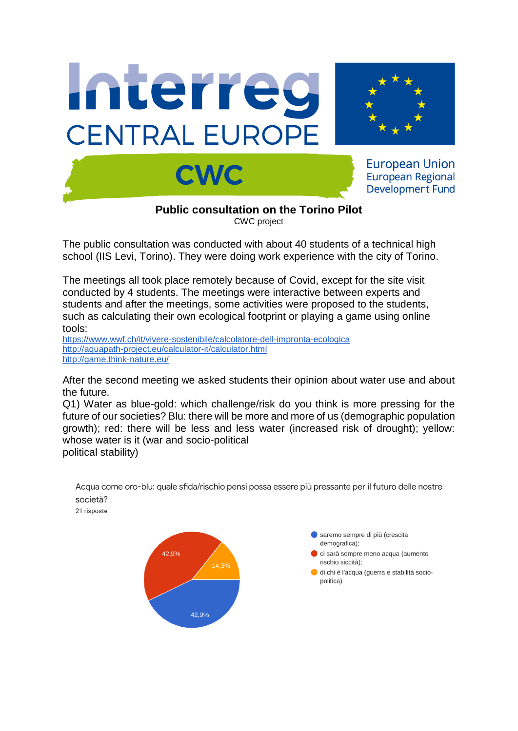Interreg
CENTRAL EUROPE

CWC

European Union
European Regional
Development Fund

## Public consultation on the Torino Pilot

CWC project

The public consultation was conducted with about 40 students of a technical high school (IIS Levi, Torino). They were doing work experience with the city of Torino.

The meetings all took place remotely because of Covid, except for the site visit conducted by 4 students. The meetings were interactive between experts and students and after the meetings, some activities were proposed to the students, such as calculating their own ecological footprint or playing a game using online tools:
https://www.wwf.ch/it/vivere-sostenibile/calcolatore-dell-impronta-ecologica
http://aquapath-project.eu/calculator-it/calculator.html
http://game.think-nature.eu/

After the second meeting we asked students their opinion about water use and about the future.
Q1) Water as blue-gold: which challenge/risk do you think is more pressing for the future of our societies? Blu: there will be more and more of us (demographic population growth); red: there will be less and less water (increased risk of drought); yellow: whose water is it (war and socio-political
political stability)

Acqua come oro-blu: quale sfida/rischio pensi possa essere più pressante per il futuro delle nostre società?
21 risposte

| Risposta | % |
|---|---|
| saremo sempre di più (crescita demografica); | 42,9% |
| ci sarà sempre meno acqua (aumento rischio siccità); | 42,9% |
| di chi è l'acqua (guerra e stabilità socio-politica) | 14,3% |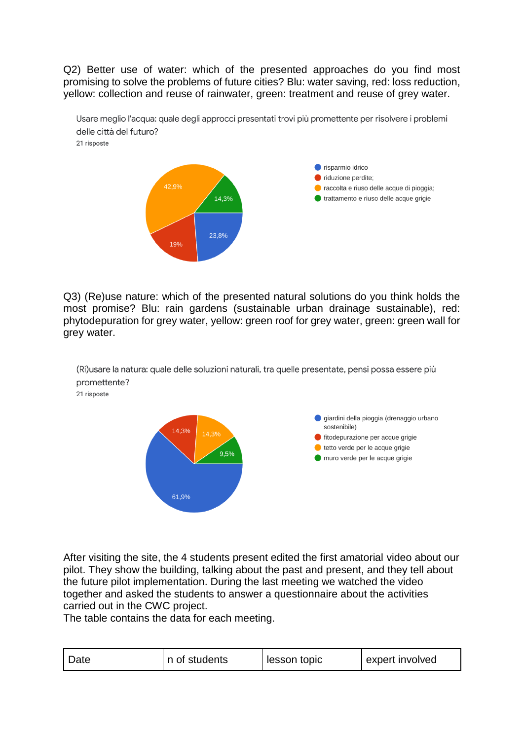Q2) Better use of water: which of the presented approaches do you find most promising to solve the problems of future cities? Blu: water saving, red: loss reduction, yellow: collection and reuse of rainwater, green: treatment and reuse of grey water.

Usare meglio l'acqua: quale degli approcci presentati trovi più promettente per risolvere i problemi delle città del futuro?
21 risposte

- risparmio idrico: 23,8%
- riduzione perdite;: 19%
- raccolta e riuso delle acque di pioggia;: 42,9%
- trattamento e riuso delle acque grigie: 14,3%

Q3) (Re)use nature: which of the presented natural solutions do you think holds the most promise? Blu: rain gardens (sustainable urban drainage sustainable), red: phytodepuration for grey water, yellow: green roof for grey water, green: green wall for grey water.

(Ri)usare la natura: quale delle soluzioni naturali, tra quelle presentate, pensi possa essere più promettente?
21 risposte

- giardini della pioggia (drenaggio urbano sostenibile): 61,9%
- fitodepurazione per acque grigie: 14,3%
- tetto verde per le acque grigie: 14,3%
- muro verde per le acque grigie: 9,5%

After visiting the site, the 4 students present edited the first amatorial video about our pilot. They show the building, talking about the past and present, and they tell about the future pilot implementation. During the last meeting we watched the video together and asked the students to answer a questionnaire about the activities carried out in the CWC project.
The table contains the data for each meeting.

| Date | n of students | lesson topic | expert involved |
|---|---|---|---|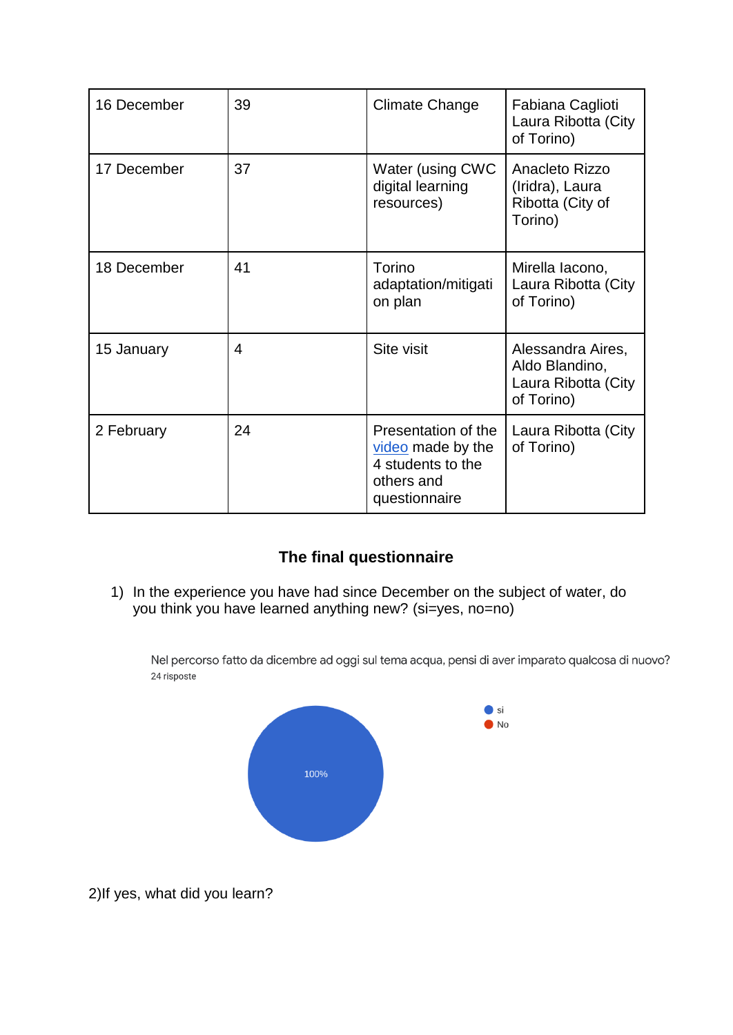| 16 December | 39 | Climate Change | Fabiana Caglioti Laura Ribotta (City of Torino) |
|---|---|---|---|
| 17 December | 37 | Water (using CWC digital learning resources) | Anacleto Rizzo (Iridra), Laura Ribotta (City of Torino) |
| 18 December | 41 | Torino adaptation/mitigation plan | Mirella Iacono, Laura Ribotta (City of Torino) |
| 15 January | 4 | Site visit | Alessandra Aires, Aldo Blandino, Laura Ribotta (City of Torino) |
| 2 February | 24 | Presentation of the video made by the 4 students to the others and questionnaire | Laura Ribotta (City of Torino) |

### The final questionnaire

1) In the experience you have had since December on the subject of water, do you think you have learned anything new? (si=yes, no=no)

Nel percorso fatto da dicembre ad oggi sul tema acqua, pensi di aver imparato qualcosa di nuovo?
24 risposte

- si: 100%
- No

2)If yes, what did you learn?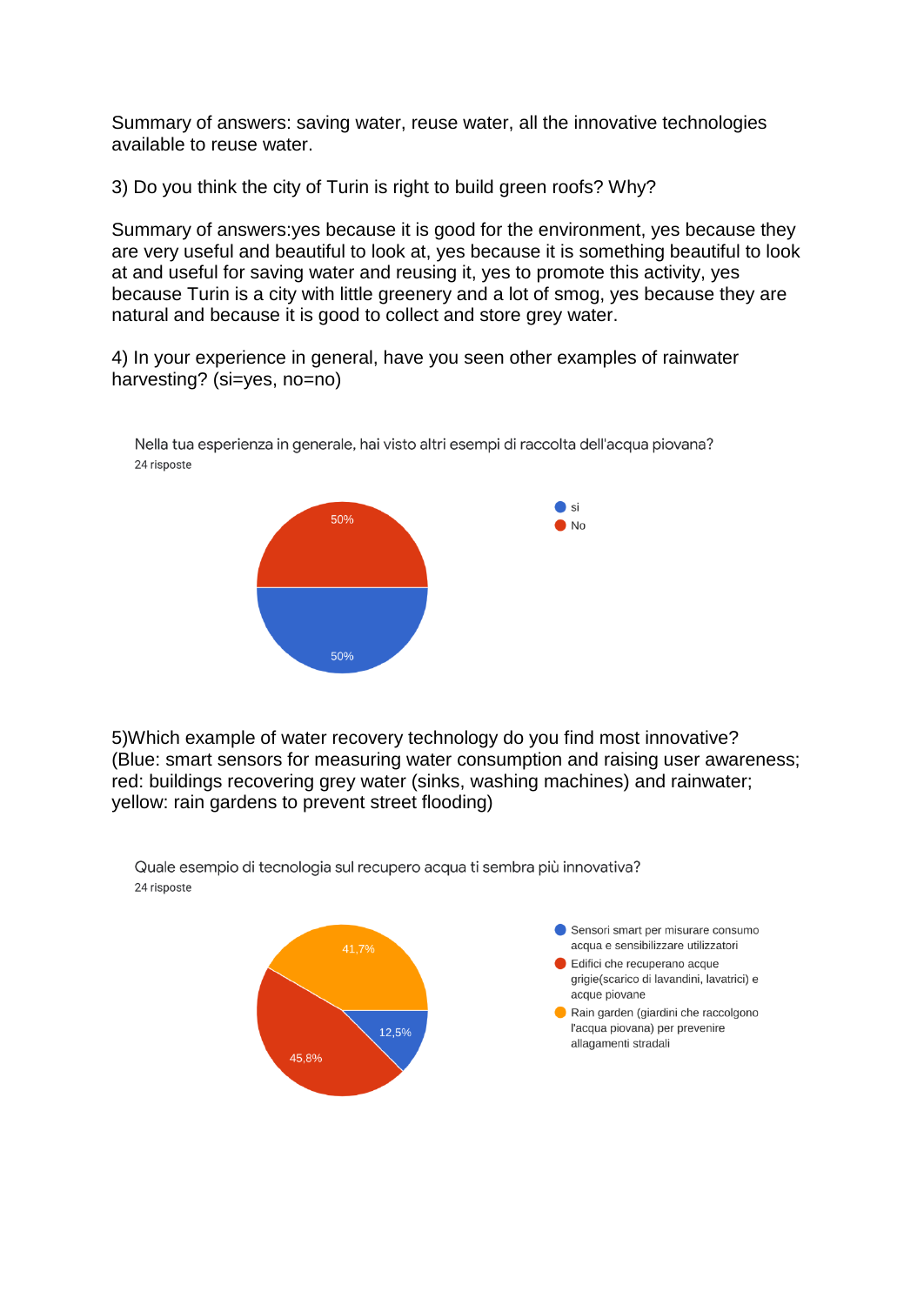Summary of answers: saving water, reuse water, all the innovative technologies available to reuse water.

3) Do you think the city of Turin is right to build green roofs? Why?

Summary of answers:yes because it is good for the environment, yes because they are very useful and beautiful to look at, yes because it is something beautiful to look at and useful for saving water and reusing it, yes to promote this activity, yes because Turin is a city with little greenery and a lot of smog, yes because they are natural and because it is good to collect and store grey water.

4) In your experience in general, have you seen other examples of rainwater harvesting? (si=yes, no=no)

Nella tua esperienza in generale, hai visto altri esempi di raccolta dell'acqua piovana?
24 risposte

50%
50%
si
No

5)Which example of water recovery technology do you find most innovative? (Blue: smart sensors for measuring water consumption and raising user awareness; red: buildings recovering grey water (sinks, washing machines) and rainwater; yellow: rain gardens to prevent street flooding)

Quale esempio di tecnologia sul recupero acqua ti sembra più innovativa?
24 risposte

41,7%
12,5%
45,8%
Sensori smart per misurare consumo acqua e sensibilizzare utilizzatori
Edifici che recuperano acque grigie(scarico di lavandini, lavatrici) e acque piovane
Rain garden (giardini che raccolgono l'acqua piovana) per prevenire allagamenti stradali